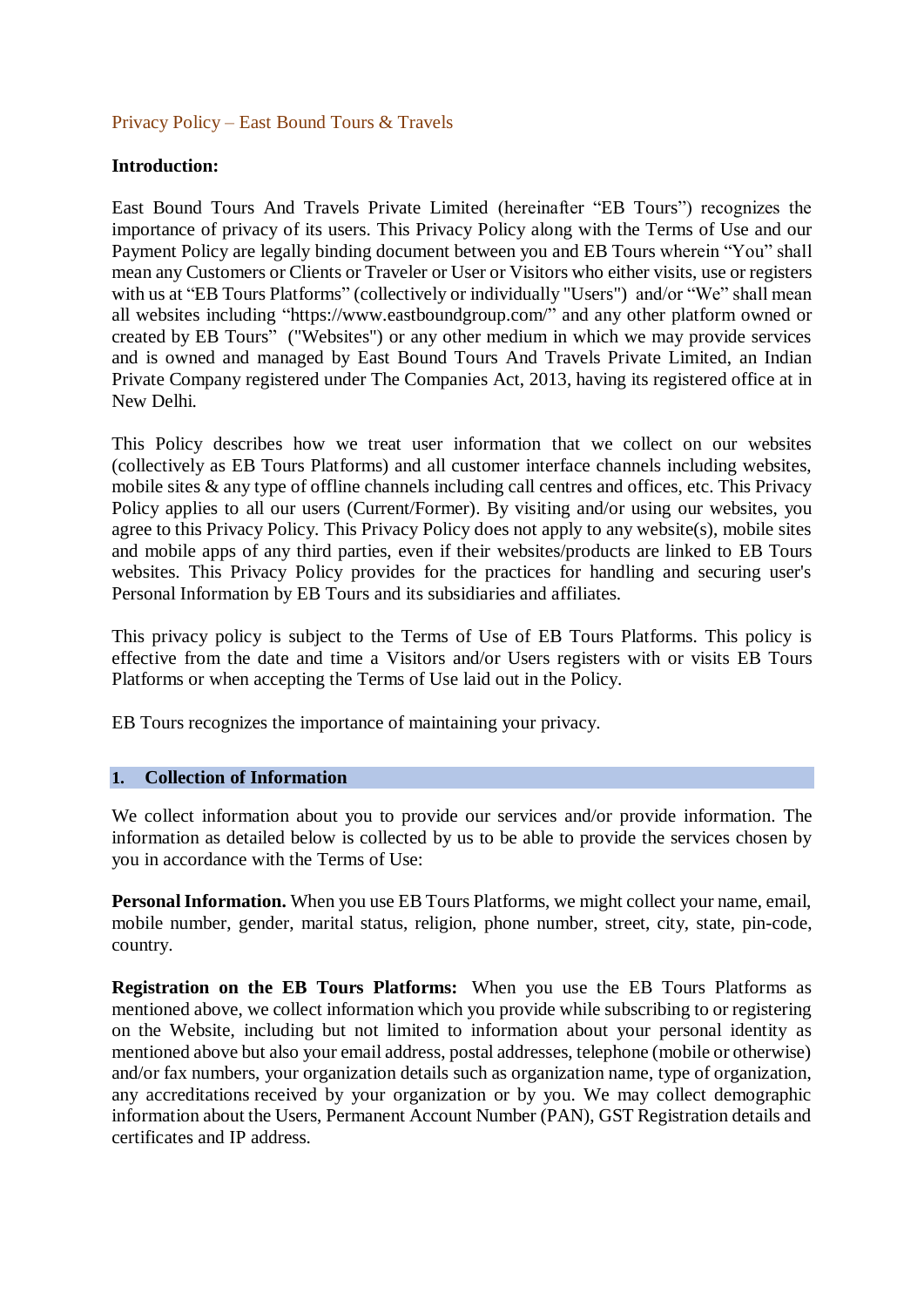Privacy Policy – East Bound Tours & Travels

**Introduction:**

East Bound Tours And Travels Private Limited (hereinafter "EB Tours") recognizes the importance of privacy of its users. This Privacy Policy along with the Terms of Use and our Payment Policy are legally binding document between you and EB Tours wherein "You" shall mean any Customers or Clients or Traveler or User or Visitors who either visits, use or registers with us at "EB Tours Platforms" (collectively or individually "Users") and/or "We" shall mean all websites including "https://www.eastboundgroup.com/" and any other platform owned or created by EB Tours" ("Websites") or any other medium in which we may provide services and is owned and managed by East Bound Tours And Travels Private Limited, an Indian Private Company registered under The Companies Act, 2013, having its registered office at in New Delhi.

This Policy describes how we treat user information that we collect on our websites (collectively as EB Tours Platforms) and all customer interface channels including websites, mobile sites & any type of offline channels including call centres and offices, etc. This Privacy Policy applies to all our users (Current/Former). By visiting and/or using our websites, you agree to this Privacy Policy. This Privacy Policy does not apply to any website(s), mobile sites and mobile apps of any third parties, even if their websites/products are linked to EB Tours websites. This Privacy Policy provides for the practices for handling and securing user's Personal Information by EB Tours and its subsidiaries and affiliates.

This privacy policy is subject to the Terms of Use of EB Tours Platforms. This policy is effective from the date and time a Visitors and/or Users registers with or visits EB Tours Platforms or when accepting the Terms of Use laid out in the Policy.

EB Tours recognizes the importance of maintaining your privacy.

## 1. Collection of Information

We collect information about you to provide our services and/or provide information. The information as detailed below is collected by us to be able to provide the services chosen by you in accordance with the Terms of Use:

**Personal Information.** When you use EB Tours Platforms, we might collect your name, email, mobile number, gender, marital status, religion, phone number, street, city, state, pin-code, country.

**Registration on the EB Tours Platforms:** When you use the EB Tours Platforms as mentioned above, we collect information which you provide while subscribing to or registering on the Website, including but not limited to information about your personal identity as mentioned above but also your email address, postal addresses, telephone (mobile or otherwise) and/or fax numbers, your organization details such as organization name, type of organization, any accreditations received by your organization or by you. We may collect demographic information about the Users, Permanent Account Number (PAN), GST Registration details and certificates and IP address.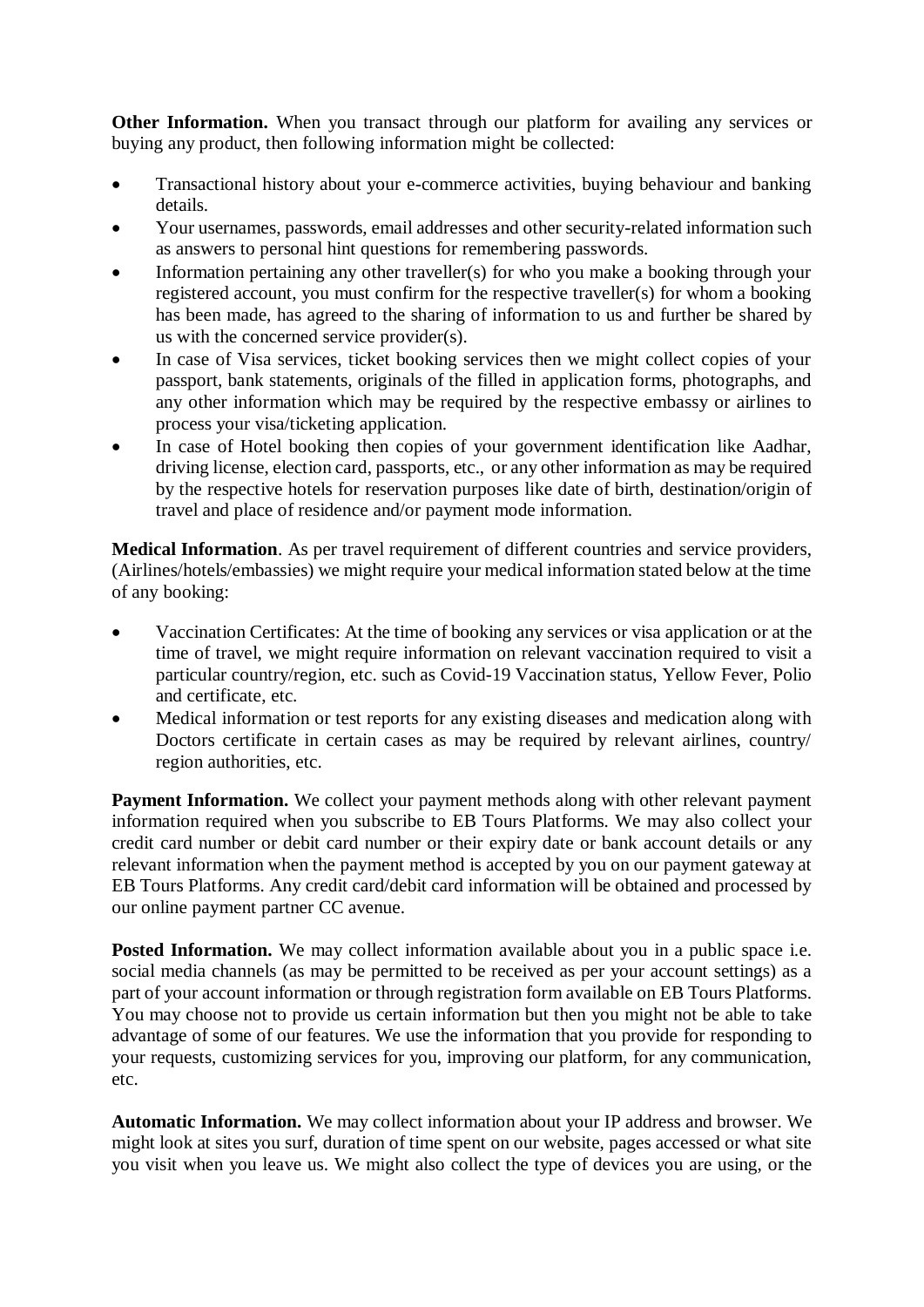**Other Information.** When you transact through our platform for availing any services or buying any product, then following information might be collected:

- Transactional history about your e-commerce activities, buying behaviour and banking details.
- Your usernames, passwords, email addresses and other security-related information such as answers to personal hint questions for remembering passwords.
- Information pertaining any other traveller(s) for who you make a booking through your registered account, you must confirm for the respective traveller(s) for whom a booking has been made, has agreed to the sharing of information to us and further be shared by us with the concerned service provider(s).
- In case of Visa services, ticket booking services then we might collect copies of your passport, bank statements, originals of the filled in application forms, photographs, and any other information which may be required by the respective embassy or airlines to process your visa/ticketing application.
- In case of Hotel booking then copies of your government identification like Aadhar, driving license, election card, passports, etc., or any other information as may be required by the respective hotels for reservation purposes like date of birth, destination/origin of travel and place of residence and/or payment mode information.

**Medical Information**. As per travel requirement of different countries and service providers, (Airlines/hotels/embassies) we might require your medical information stated below at the time of any booking:

- Vaccination Certificates: At the time of booking any services or visa application or at the time of travel, we might require information on relevant vaccination required to visit a particular country/region, etc. such as Covid-19 Vaccination status, Yellow Fever, Polio and certificate, etc.
- Medical information or test reports for any existing diseases and medication along with Doctors certificate in certain cases as may be required by relevant airlines, country/ region authorities, etc.

**Payment Information.** We collect your payment methods along with other relevant payment information required when you subscribe to EB Tours Platforms. We may also collect your credit card number or debit card number or their expiry date or bank account details or any relevant information when the payment method is accepted by you on our payment gateway at EB Tours Platforms. Any credit card/debit card information will be obtained and processed by our online payment partner CC avenue.

**Posted Information.** We may collect information available about you in a public space i.e. social media channels (as may be permitted to be received as per your account settings) as a part of your account information or through registration form available on EB Tours Platforms. You may choose not to provide us certain information but then you might not be able to take advantage of some of our features. We use the information that you provide for responding to your requests, customizing services for you, improving our platform, for any communication, etc.

**Automatic Information.** We may collect information about your IP address and browser. We might look at sites you surf, duration of time spent on our website, pages accessed or what site you visit when you leave us. We might also collect the type of devices you are using, or the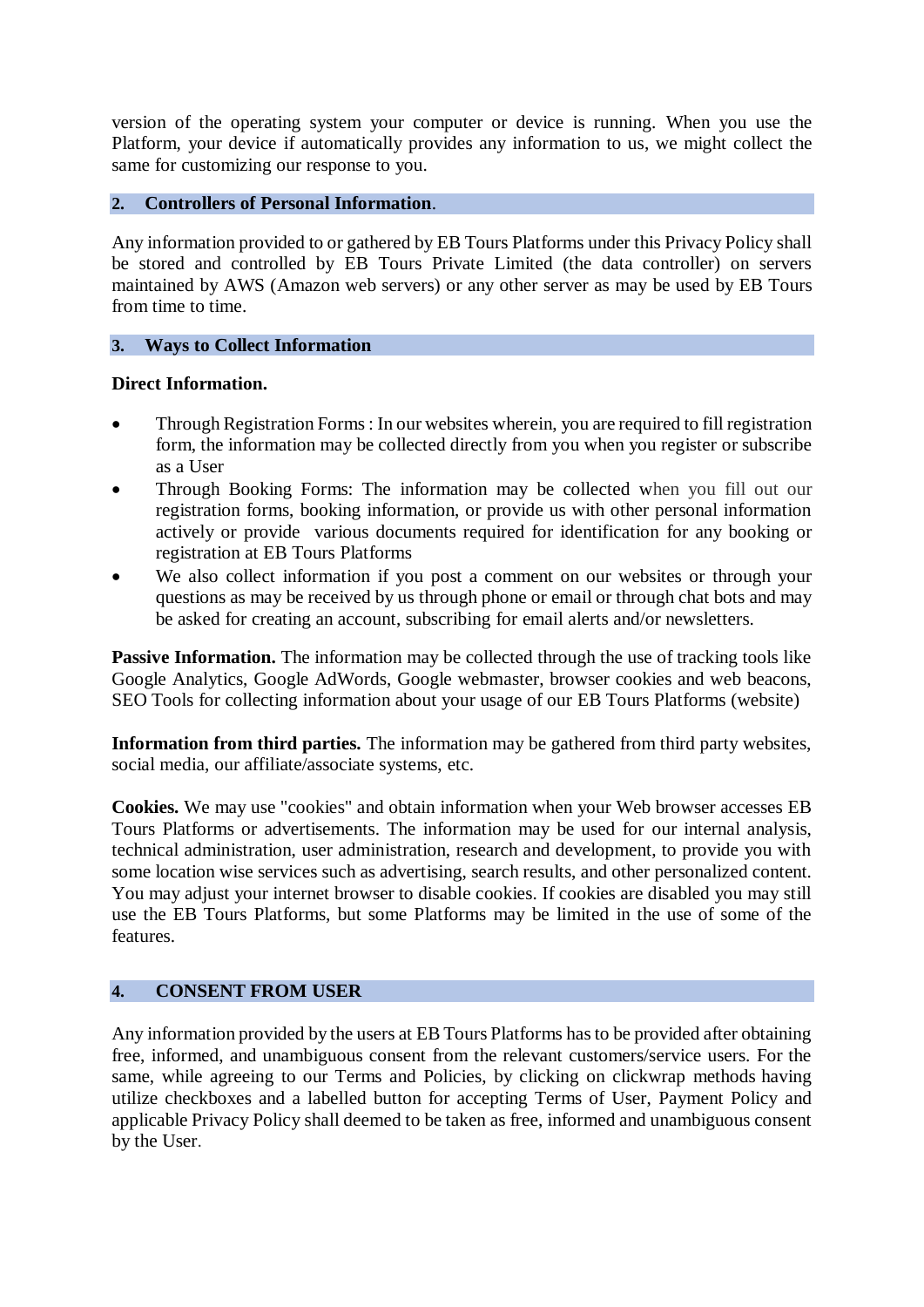version of the operating system your computer or device is running. When you use the Platform, your device if automatically provides any information to us, we might collect the same for customizing our response to you.

## 2. Controllers of Personal Information.

Any information provided to or gathered by EB Tours Platforms under this Privacy Policy shall be stored and controlled by EB Tours Private Limited (the data controller) on servers maintained by AWS (Amazon web servers) or any other server as may be used by EB Tours from time to time.

## 3. Ways to Collect Information

**Direct Information.**

- Through Registration Forms : In our websites wherein, you are required to fill registration form, the information may be collected directly from you when you register or subscribe as a User
- Through Booking Forms: The information may be collected when you fill out our registration forms, booking information, or provide us with other personal information actively or provide various documents required for identification for any booking or registration at EB Tours Platforms
- We also collect information if you post a comment on our websites or through your questions as may be received by us through phone or email or through chat bots and may be asked for creating an account, subscribing for email alerts and/or newsletters.

**Passive Information.** The information may be collected through the use of tracking tools like Google Analytics, Google AdWords, Google webmaster, browser cookies and web beacons, SEO Tools for collecting information about your usage of our EB Tours Platforms (website)

**Information from third parties.** The information may be gathered from third party websites, social media, our affiliate/associate systems, etc.

**Cookies.** We may use "cookies" and obtain information when your Web browser accesses EB Tours Platforms or advertisements. The information may be used for our internal analysis, technical administration, user administration, research and development, to provide you with some location wise services such as advertising, search results, and other personalized content. You may adjust your internet browser to disable cookies. If cookies are disabled you may still use the EB Tours Platforms, but some Platforms may be limited in the use of some of the features.

## 4. CONSENT FROM USER

Any information provided by the users at EB Tours Platforms has to be provided after obtaining free, informed, and unambiguous consent from the relevant customers/service users. For the same, while agreeing to our Terms and Policies, by clicking on clickwrap methods having utilize checkboxes and a labelled button for accepting Terms of User, Payment Policy and applicable Privacy Policy shall deemed to be taken as free, informed and unambiguous consent by the User.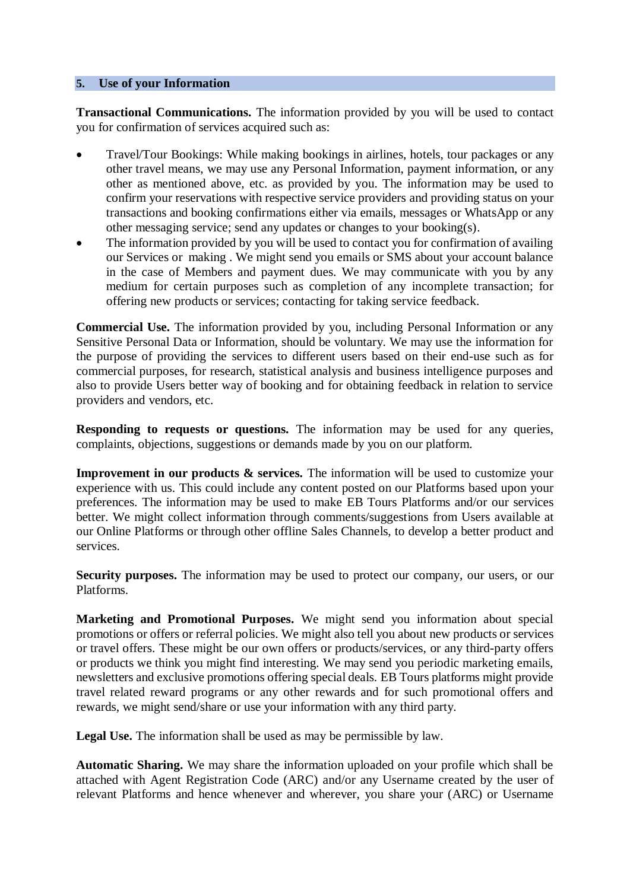## 5. Use of your Information

**Transactional Communications.** The information provided by you will be used to contact you for confirmation of services acquired such as:

- Travel/Tour Bookings: While making bookings in airlines, hotels, tour packages or any other travel means, we may use any Personal Information, payment information, or any other as mentioned above, etc. as provided by you. The information may be used to confirm your reservations with respective service providers and providing status on your transactions and booking confirmations either via emails, messages or WhatsApp or any other messaging service; send any updates or changes to your booking(s).
- The information provided by you will be used to contact you for confirmation of availing our Services or making . We might send you emails or SMS about your account balance in the case of Members and payment dues. We may communicate with you by any medium for certain purposes such as completion of any incomplete transaction; for offering new products or services; contacting for taking service feedback.

**Commercial Use.** The information provided by you, including Personal Information or any Sensitive Personal Data or Information, should be voluntary. We may use the information for the purpose of providing the services to different users based on their end-use such as for commercial purposes, for research, statistical analysis and business intelligence purposes and also to provide Users better way of booking and for obtaining feedback in relation to service providers and vendors, etc.

**Responding to requests or questions.** The information may be used for any queries, complaints, objections, suggestions or demands made by you on our platform.

**Improvement in our products & services.** The information will be used to customize your experience with us. This could include any content posted on our Platforms based upon your preferences. The information may be used to make EB Tours Platforms and/or our services better. We might collect information through comments/suggestions from Users available at our Online Platforms or through other offline Sales Channels, to develop a better product and services.

**Security purposes.** The information may be used to protect our company, our users, or our Platforms.

**Marketing and Promotional Purposes.** We might send you information about special promotions or offers or referral policies. We might also tell you about new products or services or travel offers. These might be our own offers or products/services, or any third-party offers or products we think you might find interesting. We may send you periodic marketing emails, newsletters and exclusive promotions offering special deals. EB Tours platforms might provide travel related reward programs or any other rewards and for such promotional offers and rewards, we might send/share or use your information with any third party.

**Legal Use.** The information shall be used as may be permissible by law.

**Automatic Sharing.** We may share the information uploaded on your profile which shall be attached with Agent Registration Code (ARC) and/or any Username created by the user of relevant Platforms and hence whenever and wherever, you share your (ARC) or Username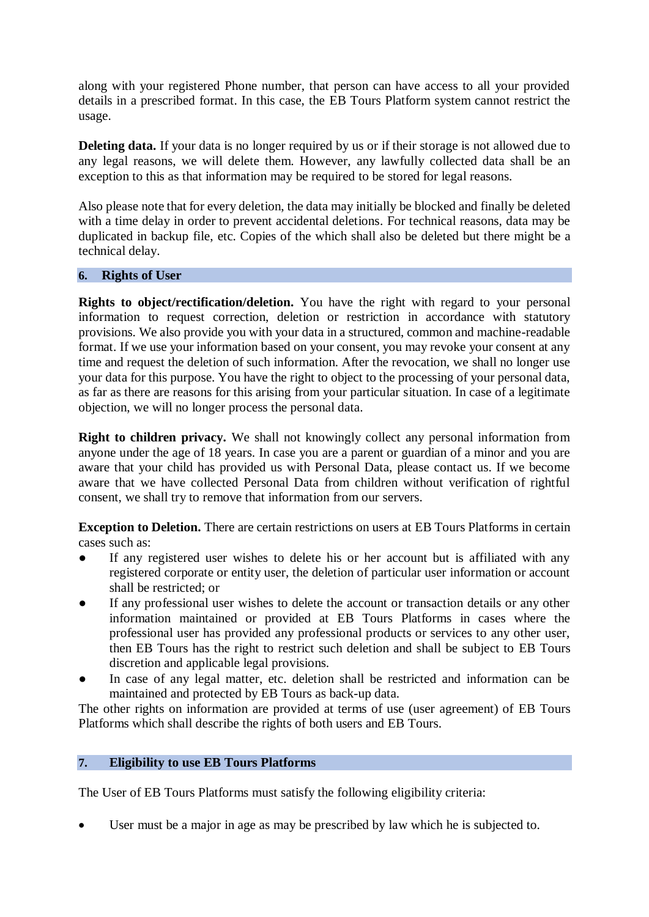along with your registered Phone number, that person can have access to all your provided details in a prescribed format. In this case, the EB Tours Platform system cannot restrict the usage.

**Deleting data.** If your data is no longer required by us or if their storage is not allowed due to any legal reasons, we will delete them. However, any lawfully collected data shall be an exception to this as that information may be required to be stored for legal reasons.

Also please note that for every deletion, the data may initially be blocked and finally be deleted with a time delay in order to prevent accidental deletions. For technical reasons, data may be duplicated in backup file, etc. Copies of the which shall also be deleted but there might be a technical delay.

## 6. Rights of User

**Rights to object/rectification/deletion.** You have the right with regard to your personal information to request correction, deletion or restriction in accordance with statutory provisions. We also provide you with your data in a structured, common and machine-readable format. If we use your information based on your consent, you may revoke your consent at any time and request the deletion of such information. After the revocation, we shall no longer use your data for this purpose. You have the right to object to the processing of your personal data, as far as there are reasons for this arising from your particular situation. In case of a legitimate objection, we will no longer process the personal data.

**Right to children privacy.** We shall not knowingly collect any personal information from anyone under the age of 18 years. In case you are a parent or guardian of a minor and you are aware that your child has provided us with Personal Data, please contact us. If we become aware that we have collected Personal Data from children without verification of rightful consent, we shall try to remove that information from our servers.

**Exception to Deletion.** There are certain restrictions on users at EB Tours Platforms in certain cases such as:

- If any registered user wishes to delete his or her account but is affiliated with any registered corporate or entity user, the deletion of particular user information or account shall be restricted; or
- If any professional user wishes to delete the account or transaction details or any other information maintained or provided at EB Tours Platforms in cases where the professional user has provided any professional products or services to any other user, then EB Tours has the right to restrict such deletion and shall be subject to EB Tours discretion and applicable legal provisions.
- In case of any legal matter, etc. deletion shall be restricted and information can be maintained and protected by EB Tours as back-up data.

The other rights on information are provided at terms of use (user agreement) of EB Tours Platforms which shall describe the rights of both users and EB Tours.

## 7. Eligibility to use EB Tours Platforms

The User of EB Tours Platforms must satisfy the following eligibility criteria:

- User must be a major in age as may be prescribed by law which he is subjected to.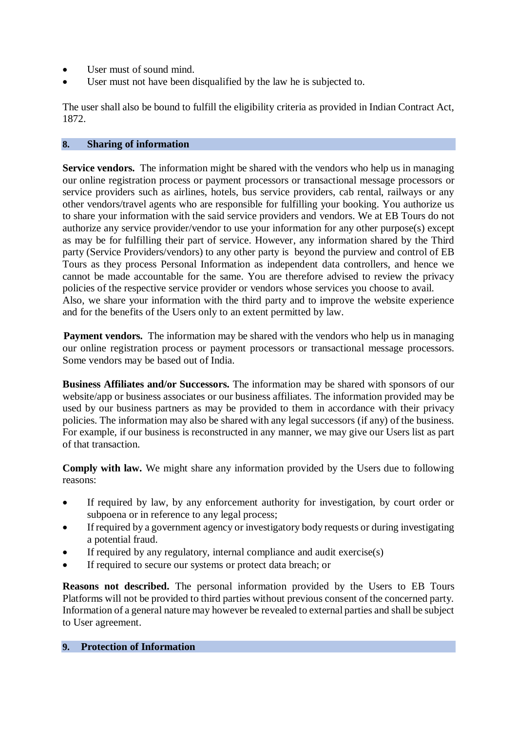- User must of sound mind.
- User must not have been disqualified by the law he is subjected to.

The user shall also be bound to fulfill the eligibility criteria as provided in Indian Contract Act, 1872.

## 8. Sharing of information

**Service vendors.** The information might be shared with the vendors who help us in managing our online registration process or payment processors or transactional message processors or service providers such as airlines, hotels, bus service providers, cab rental, railways or any other vendors/travel agents who are responsible for fulfilling your booking. You authorize us to share your information with the said service providers and vendors. We at EB Tours do not authorize any service provider/vendor to use your information for any other purpose(s) except as may be for fulfilling their part of service. However, any information shared by the Third party (Service Providers/vendors) to any other party is beyond the purview and control of EB Tours as they process Personal Information as independent data controllers, and hence we cannot be made accountable for the same. You are therefore advised to review the privacy policies of the respective service provider or vendors whose services you choose to avail.
Also, we share your information with the third party and to improve the website experience and for the benefits of the Users only to an extent permitted by law.

**Payment vendors.** The information may be shared with the vendors who help us in managing our online registration process or payment processors or transactional message processors. Some vendors may be based out of India.

**Business Affiliates and/or Successors.** The information may be shared with sponsors of our website/app or business associates or our business affiliates. The information provided may be used by our business partners as may be provided to them in accordance with their privacy policies. The information may also be shared with any legal successors (if any) of the business. For example, if our business is reconstructed in any manner, we may give our Users list as part of that transaction.

**Comply with law.** We might share any information provided by the Users due to following reasons:

- If required by law, by any enforcement authority for investigation, by court order or subpoena or in reference to any legal process;
- If required by a government agency or investigatory body requests or during investigating a potential fraud.
- If required by any regulatory, internal compliance and audit exercise(s)
- If required to secure our systems or protect data breach; or

**Reasons not described.** The personal information provided by the Users to EB Tours Platforms will not be provided to third parties without previous consent of the concerned party. Information of a general nature may however be revealed to external parties and shall be subject to User agreement.

## 9. Protection of Information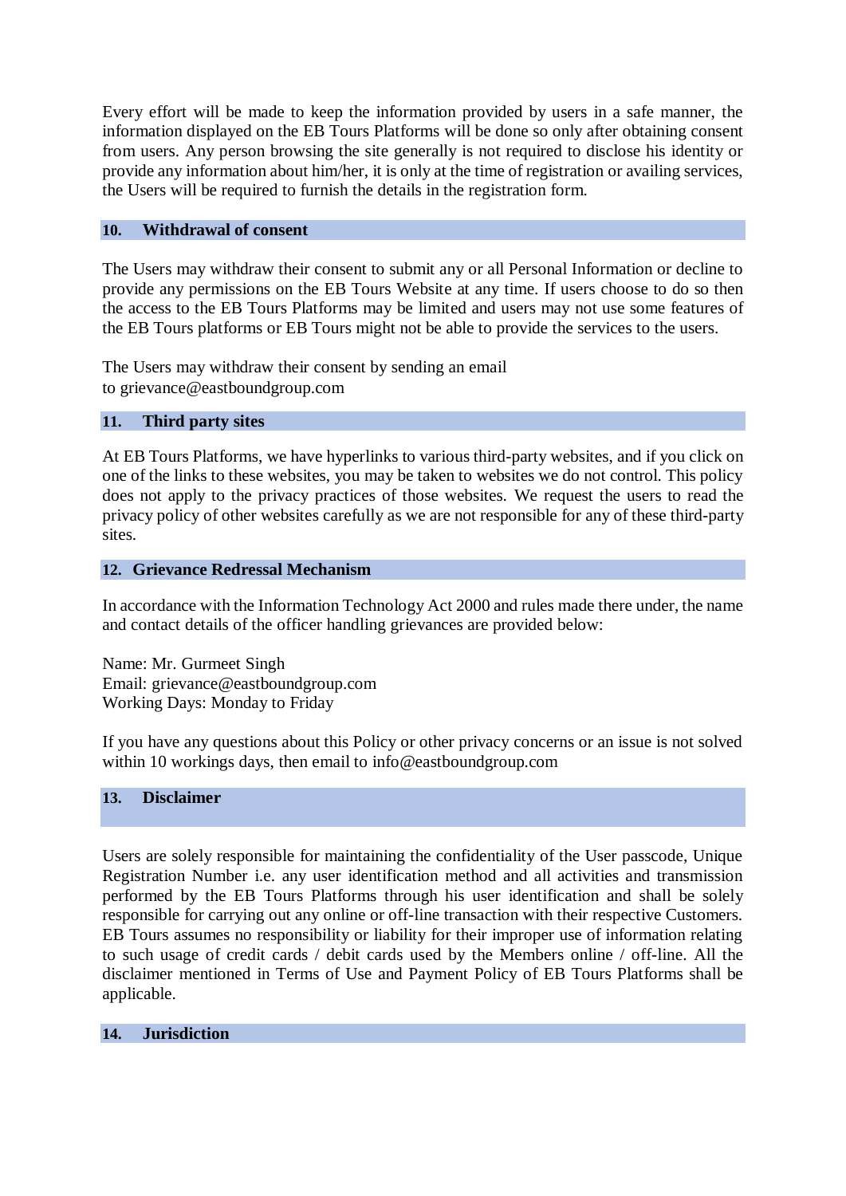Every effort will be made to keep the information provided by users in a safe manner, the information displayed on the EB Tours Platforms will be done so only after obtaining consent from users. Any person browsing the site generally is not required to disclose his identity or provide any information about him/her, it is only at the time of registration or availing services, the Users will be required to furnish the details in the registration form.

## 10. Withdrawal of consent

The Users may withdraw their consent to submit any or all Personal Information or decline to provide any permissions on the EB Tours Website at any time. If users choose to do so then the access to the EB Tours Platforms may be limited and users may not use some features of the EB Tours platforms or EB Tours might not be able to provide the services to the users.

The Users may withdraw their consent by sending an email to grievance@eastboundgroup.com

## 11. Third party sites

At EB Tours Platforms, we have hyperlinks to various third-party websites, and if you click on one of the links to these websites, you may be taken to websites we do not control. This policy does not apply to the privacy practices of those websites. We request the users to read the privacy policy of other websites carefully as we are not responsible for any of these third-party sites.

## 12. Grievance Redressal Mechanism

In accordance with the Information Technology Act 2000 and rules made there under, the name and contact details of the officer handling grievances are provided below:

Name: Mr. Gurmeet Singh
Email: grievance@eastboundgroup.com
Working Days: Monday to Friday

If you have any questions about this Policy or other privacy concerns or an issue is not solved within 10 workings days, then email to info@eastboundgroup.com

## 13. Disclaimer

Users are solely responsible for maintaining the confidentiality of the User passcode, Unique Registration Number i.e. any user identification method and all activities and transmission performed by the EB Tours Platforms through his user identification and shall be solely responsible for carrying out any online or off-line transaction with their respective Customers. EB Tours assumes no responsibility or liability for their improper use of information relating to such usage of credit cards / debit cards used by the Members online / off-line. All the disclaimer mentioned in Terms of Use and Payment Policy of EB Tours Platforms shall be applicable.

## 14. Jurisdiction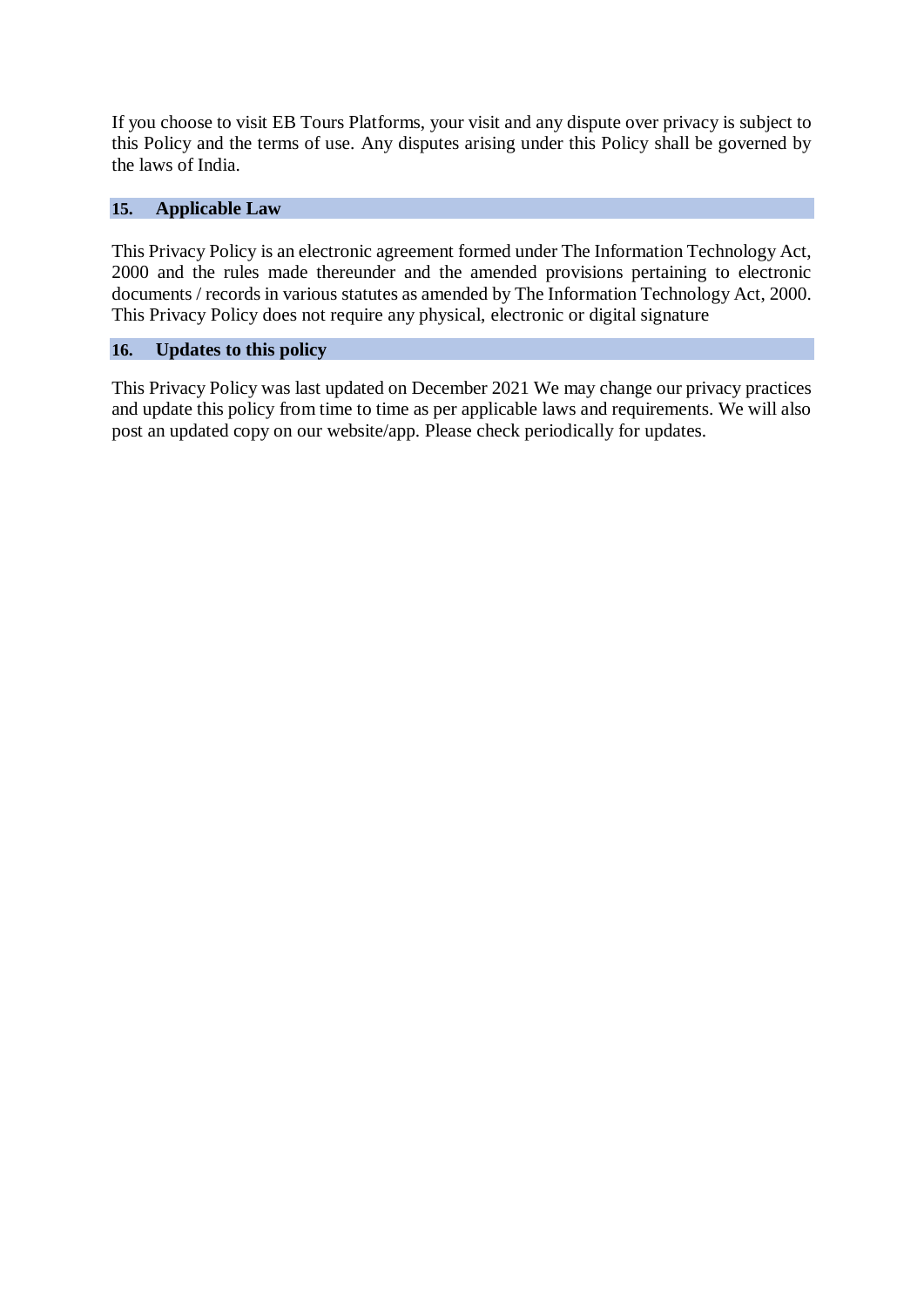If you choose to visit EB Tours Platforms, your visit and any dispute over privacy is subject to this Policy and the terms of use. Any disputes arising under this Policy shall be governed by the laws of India.

## 15. Applicable Law

This Privacy Policy is an electronic agreement formed under The Information Technology Act, 2000 and the rules made thereunder and the amended provisions pertaining to electronic documents / records in various statutes as amended by The Information Technology Act, 2000. This Privacy Policy does not require any physical, electronic or digital signature

## 16. Updates to this policy

This Privacy Policy was last updated on December 2021 We may change our privacy practices and update this policy from time to time as per applicable laws and requirements. We will also post an updated copy on our website/app. Please check periodically for updates.